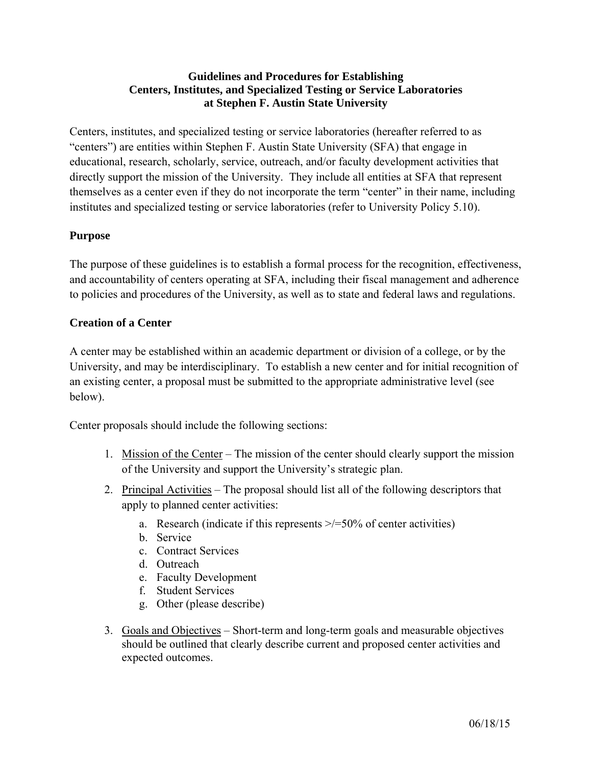**Guidelines and Procedures for Establishing
Centers, Institutes, and Specialized Testing or Service Laboratories
at Stephen F. Austin State University**

Centers, institutes, and specialized testing or service laboratories (hereafter referred to as "centers") are entities within Stephen F. Austin State University (SFA) that engage in educational, research, scholarly, service, outreach, and/or faculty development activities that directly support the mission of the University. They include all entities at SFA that represent themselves as a center even if they do not incorporate the term "center" in their name, including institutes and specialized testing or service laboratories (refer to University Policy 5.10).

## Purpose

The purpose of these guidelines is to establish a formal process for the recognition, effectiveness, and accountability of centers operating at SFA, including their fiscal management and adherence to policies and procedures of the University, as well as to state and federal laws and regulations.

## Creation of a Center

A center may be established within an academic department or division of a college, or by the University, and may be interdisciplinary. To establish a new center and for initial recognition of an existing center, a proposal must be submitted to the appropriate administrative level (see below).

Center proposals should include the following sections:

1. Mission of the Center – The mission of the center should clearly support the mission of the University and support the University's strategic plan.
2. Principal Activities – The proposal should list all of the following descriptors that apply to planned center activities:
   a. Research (indicate if this represents >/=50% of center activities)
   b. Service
   c. Contract Services
   d. Outreach
   e. Faculty Development
   f. Student Services
   g. Other (please describe)
3. Goals and Objectives – Short-term and long-term goals and measurable objectives should be outlined that clearly describe current and proposed center activities and expected outcomes.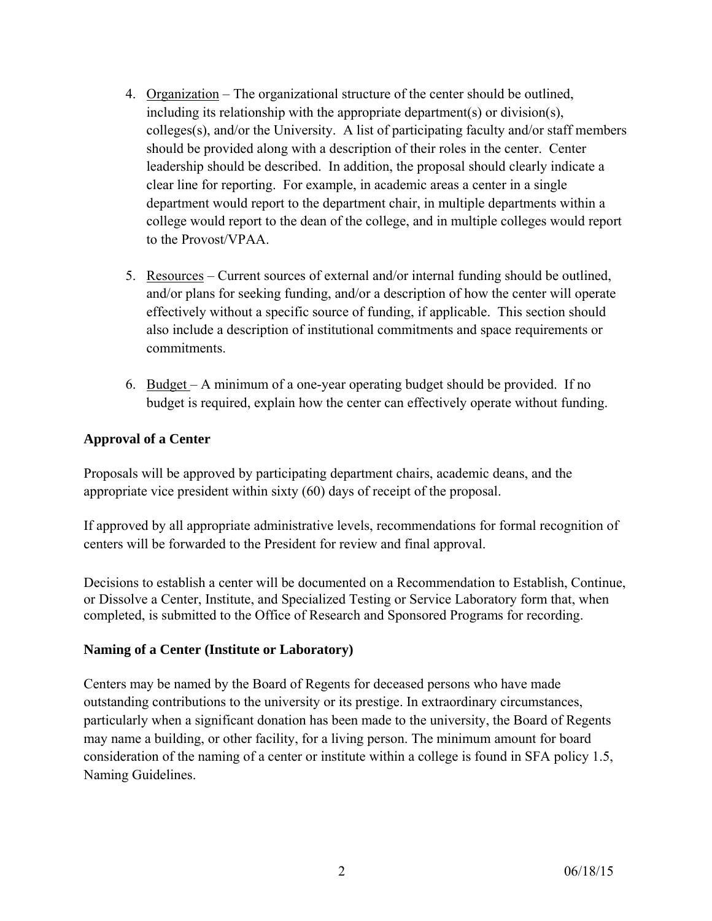4. <u>Organization</u> – The organizational structure of the center should be outlined, including its relationship with the appropriate department(s) or division(s), colleges(s), and/or the University. A list of participating faculty and/or staff members should be provided along with a description of their roles in the center. Center leadership should be described. In addition, the proposal should clearly indicate a clear line for reporting. For example, in academic areas a center in a single department would report to the department chair, in multiple departments within a college would report to the dean of the college, and in multiple colleges would report to the Provost/VPAA.

5. <u>Resources</u> – Current sources of external and/or internal funding should be outlined, and/or plans for seeking funding, and/or a description of how the center will operate effectively without a specific source of funding, if applicable. This section should also include a description of institutional commitments and space requirements or commitments.

6. <u>Budget</u> – A minimum of a one-year operating budget should be provided. If no budget is required, explain how the center can effectively operate without funding.

**Approval of a Center**

Proposals will be approved by participating department chairs, academic deans, and the appropriate vice president within sixty (60) days of receipt of the proposal.

If approved by all appropriate administrative levels, recommendations for formal recognition of centers will be forwarded to the President for review and final approval.

Decisions to establish a center will be documented on a Recommendation to Establish, Continue, or Dissolve a Center, Institute, and Specialized Testing or Service Laboratory form that, when completed, is submitted to the Office of Research and Sponsored Programs for recording.

**Naming of a Center (Institute or Laboratory)**

Centers may be named by the Board of Regents for deceased persons who have made outstanding contributions to the university or its prestige. In extraordinary circumstances, particularly when a significant donation has been made to the university, the Board of Regents may name a building, or other facility, for a living person. The minimum amount for board consideration of the naming of a center or institute within a college is found in SFA policy 1.5, Naming Guidelines.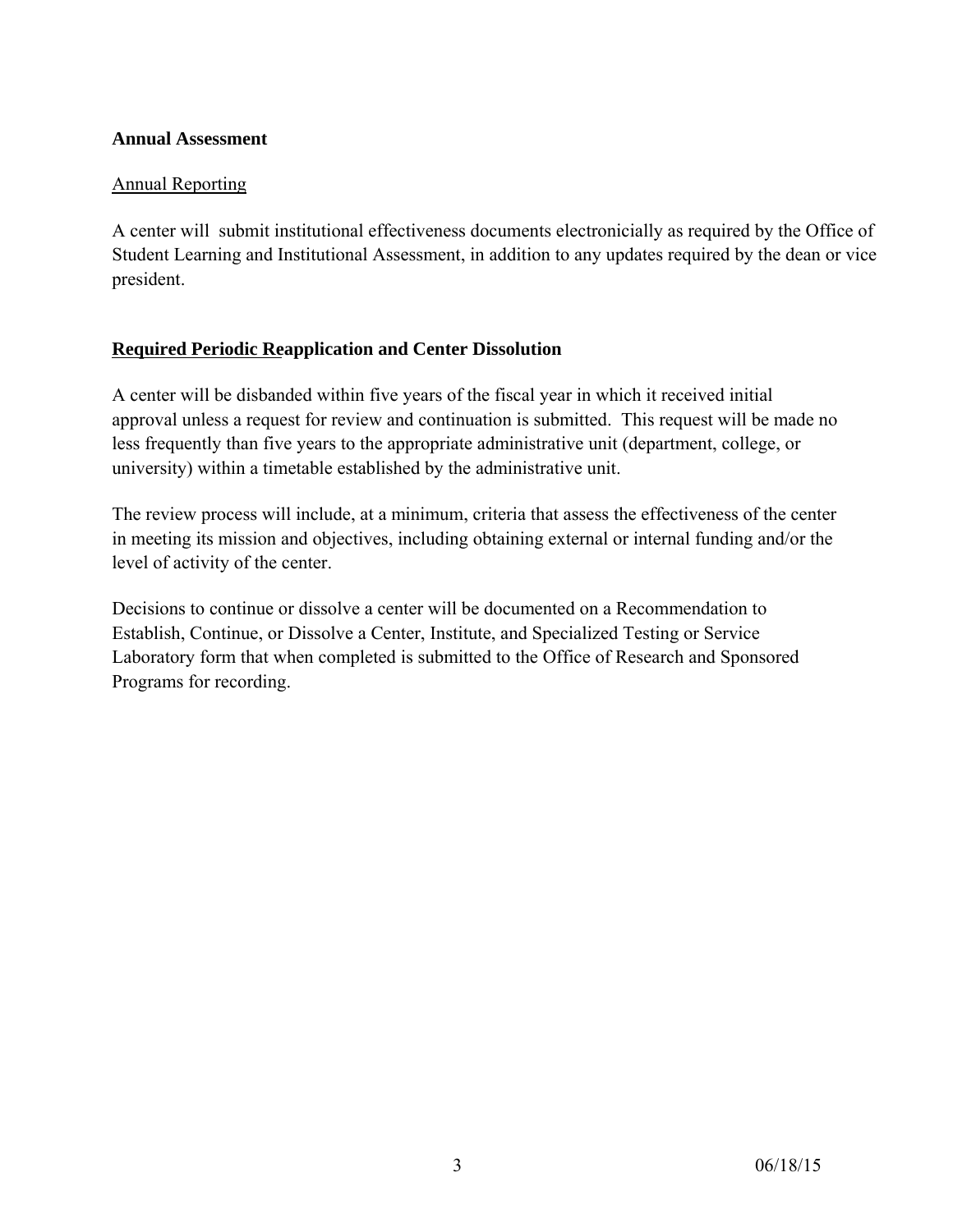**Annual Assessment**

Annual Reporting

A center will submit institutional effectiveness documents electronicially as required by the Office of Student Learning and Institutional Assessment, in addition to any updates required by the dean or vice president.

**Required Periodic Reapplication and Center Dissolution**

A center will be disbanded within five years of the fiscal year in which it received initial approval unless a request for review and continuation is submitted. This request will be made no less frequently than five years to the appropriate administrative unit (department, college, or university) within a timetable established by the administrative unit.

The review process will include, at a minimum, criteria that assess the effectiveness of the center in meeting its mission and objectives, including obtaining external or internal funding and/or the level of activity of the center.

Decisions to continue or dissolve a center will be documented on a Recommendation to Establish, Continue, or Dissolve a Center, Institute, and Specialized Testing or Service Laboratory form that when completed is submitted to the Office of Research and Sponsored Programs for recording.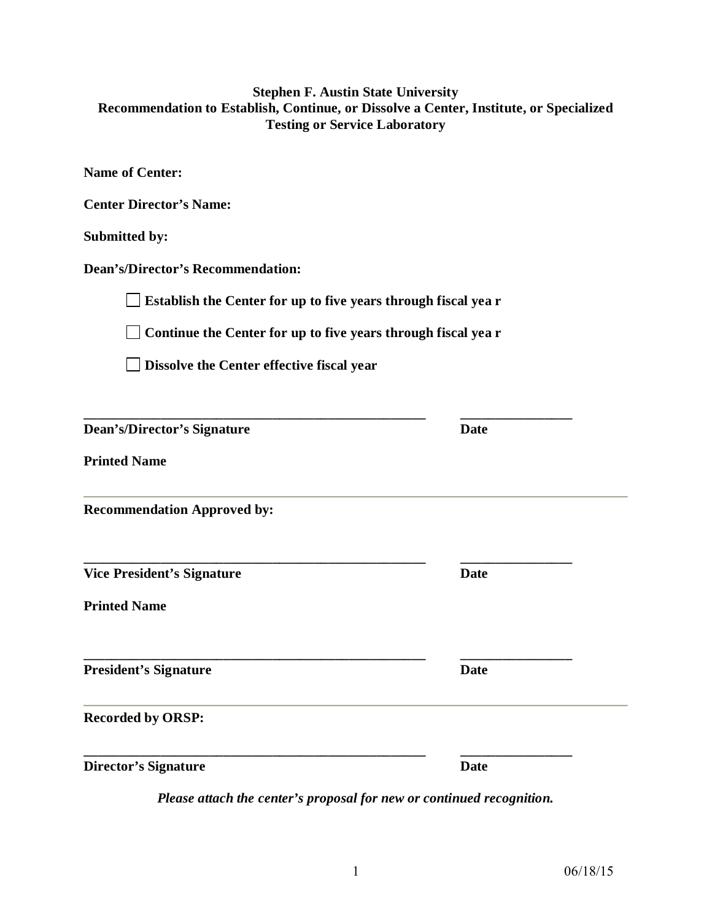**Stephen F. Austin State University**
**Recommendation to Establish, Continue, or Dissolve a Center, Institute, or Specialized Testing or Service Laboratory**

**Name of Center:**

**Center Director's Name:**

**Submitted by:**

**Dean's/Director's Recommendation:**

- ☐ **Establish the Center for up to five years through fiscal year**
- ☐ **Continue the Center for up to five years through fiscal year**
- ☐ **Dissolve the Center effective fiscal year**

\_\_\_\_\_\_\_\_\_\_\_\_\_\_\_\_\_\_\_\_\_\_\_\_\_\_\_\_\_\_\_\_\_\_\_\_\_\_\_\_\_\_\_\_\_\_\_\_ \_\_\_\_\_\_\_\_\_\_\_\_\_\_\_\_
**Dean's/Director's Signature** **Date**

**Printed Name**

---

**Recommendation Approved by:**

\_\_\_\_\_\_\_\_\_\_\_\_\_\_\_\_\_\_\_\_\_\_\_\_\_\_\_\_\_\_\_\_\_\_\_\_\_\_\_\_\_\_\_\_\_\_\_\_ \_\_\_\_\_\_\_\_\_\_\_\_\_\_\_\_
**Vice President's Signature** **Date**

**Printed Name**

\_\_\_\_\_\_\_\_\_\_\_\_\_\_\_\_\_\_\_\_\_\_\_\_\_\_\_\_\_\_\_\_\_\_\_\_\_\_\_\_\_\_\_\_\_\_\_\_ \_\_\_\_\_\_\_\_\_\_\_\_\_\_\_\_
**President's Signature** **Date**

---

**Recorded by ORSP:**

\_\_\_\_\_\_\_\_\_\_\_\_\_\_\_\_\_\_\_\_\_\_\_\_\_\_\_\_\_\_\_\_\_\_\_\_\_\_\_\_\_\_\_\_\_\_\_\_ \_\_\_\_\_\_\_\_\_\_\_\_\_\_\_\_
**Director's Signature** **Date**

***Please attach the center's proposal for new or continued recognition.***

06/18/15